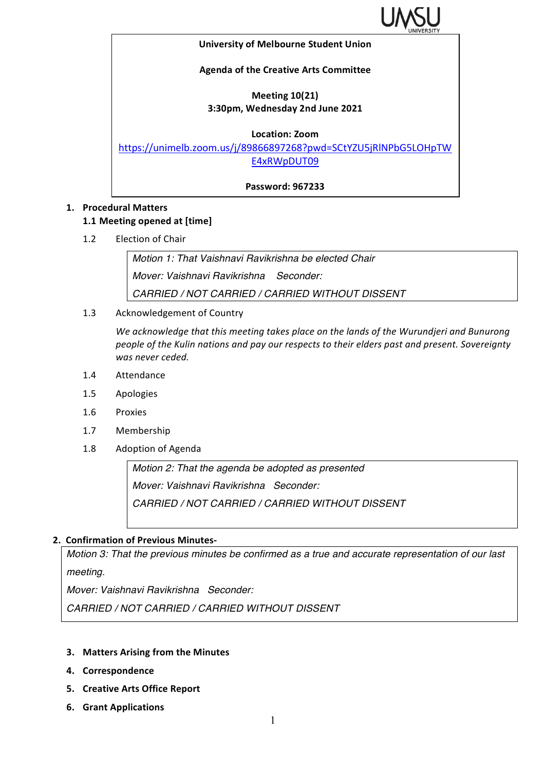**University of Melbourne Student Union**

**Agenda of the Creative Arts Committee**

**Meeting 10(21)**
**3:30pm, Wednesday 2nd June 2021**

**Location: Zoom**
https://unimelb.zoom.us/j/89866897268?pwd=SCtYZU5jRlNPbG5LOHpTWE4xRWpDUT09

**Password: 967233**

1. **Procedural Matters**

   **1.1 Meeting opened at [time]**

   1.2 Election of Chair

   > *Motion 1: That Vaishnavi Ravikrishna be elected Chair*
   > *Mover: Vaishnavi Ravikrishna Seconder:*
   > *CARRIED / NOT CARRIED / CARRIED WITHOUT DISSENT*

   1.3 Acknowledgement of Country

   *We acknowledge that this meeting takes place on the lands of the Wurundjeri and Bunurong people of the Kulin nations and pay our respects to their elders past and present. Sovereignty was never ceded.*

   1.4 Attendance

   1.5 Apologies

   1.6 Proxies

   1.7 Membership

   1.8 Adoption of Agenda

   > *Motion 2: That the agenda be adopted as presented*
   > *Mover: Vaishnavi Ravikrishna Seconder:*
   > *CARRIED / NOT CARRIED / CARRIED WITHOUT DISSENT*

2. **Confirmation of Previous Minutes-**

   > *Motion 3: That the previous minutes be confirmed as a true and accurate representation of our last meeting.*
   > *Mover: Vaishnavi Ravikrishna Seconder:*
   > *CARRIED / NOT CARRIED / CARRIED WITHOUT DISSENT*

3. **Matters Arising from the Minutes**
4. **Correspondence**
5. **Creative Arts Office Report**
6. **Grant Applications**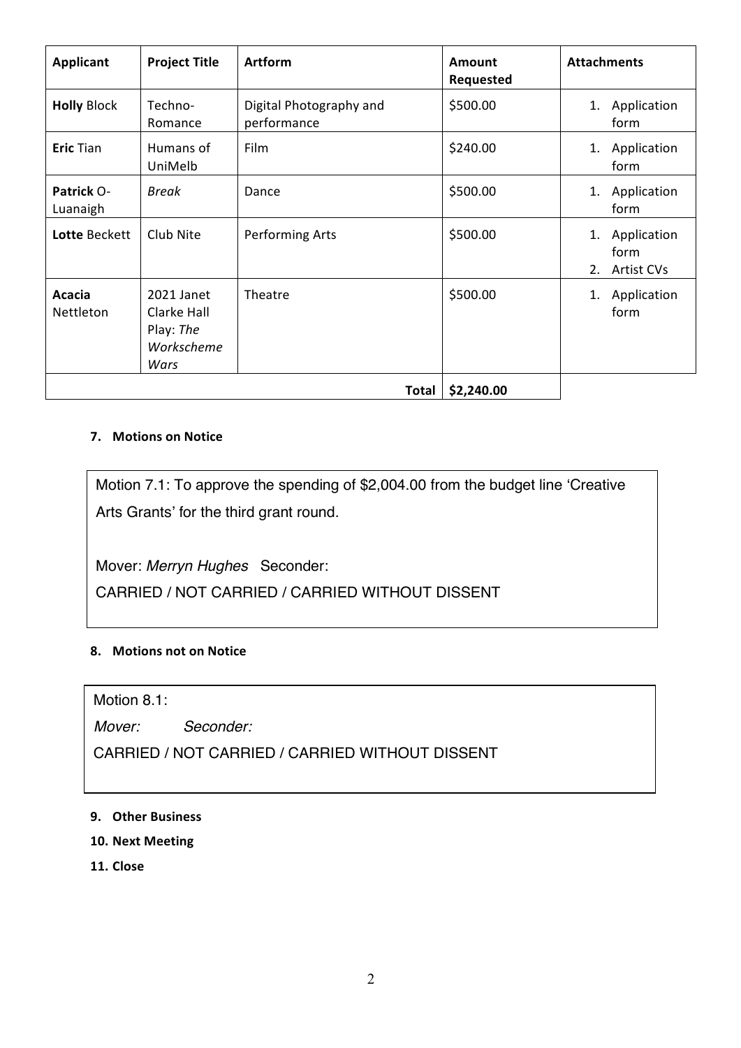| Applicant | Project Title | Artform | Amount Requested | Attachments |
|---|---|---|---|---|
| **Holly** Block | Techno-Romance | Digital Photography and performance | $500.00 | 1. Application form |
| **Eric** Tian | Humans of UniMelb | Film | $240.00 | 1. Application form |
| **Patrick** O-Luanaigh | *Break* | Dance | $500.00 | 1. Application form |
| **Lotte** Beckett | Club Nite | Performing Arts | $500.00 | 1. Application form 2. Artist CVs |
| **Acacia** Nettleton | 2021 Janet Clarke Hall Play: *The Workscheme Wars* | Theatre | $500.00 | 1. Application form |
| | | **Total** | **$2,240.00** | |

**7. Motions on Notice**

Motion 7.1: To approve the spending of $2,004.00 from the budget line 'Creative Arts Grants' for the third grant round.

Mover: *Merryn Hughes* Seconder:

CARRIED / NOT CARRIED / CARRIED WITHOUT DISSENT

**8. Motions not on Notice**

Motion 8.1:

*Mover:* *Seconder:*

CARRIED / NOT CARRIED / CARRIED WITHOUT DISSENT

**9. Other Business**

**10. Next Meeting**

**11. Close**